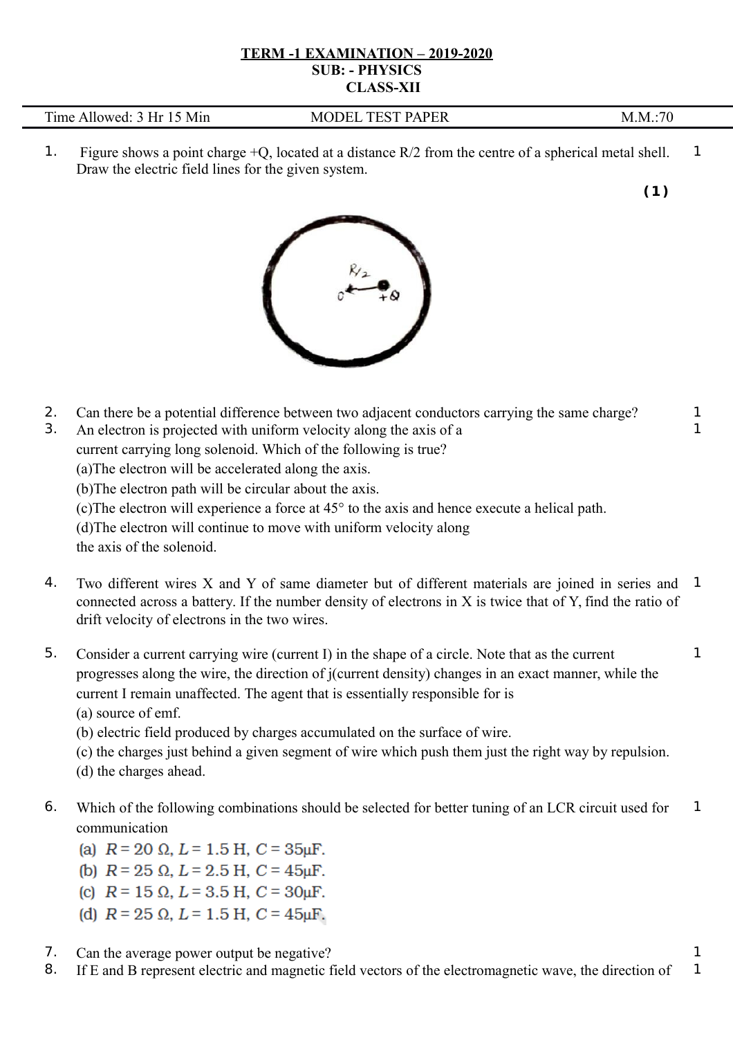**TERM -1 EXAMINATION – 2019-2020**
**SUB: - PHYSICS**
**CLASS-XII**

| Time Allowed: 3 Hr 15 Min | MODEL TEST PAPER | M.M.:70 |
|---|---|---|

1. Figure shows a point charge +Q, located at a distance R/2 from the centre of a spherical metal shell. Draw the electric field lines for the given system. **1**

   **(1)**

2. Can there be a potential difference between two adjacent conductors carrying the same charge? **1**

3. An electron is projected with uniform velocity along the axis of a current carrying long solenoid. Which of the following is true? **1**
   (a)The electron will be accelerated along the axis.
   (b)The electron path will be circular about the axis.
   (c)The electron will experience a force at 45° to the axis and hence execute a helical path.
   (d)The electron will continue to move with uniform velocity along the axis of the solenoid.

4. Two different wires X and Y of same diameter but of different materials are joined in series and connected across a battery. If the number density of electrons in X is twice that of Y, find the ratio of drift velocity of electrons in the two wires. **1**

5. Consider a current carrying wire (current I) in the shape of a circle. Note that as the current progresses along the wire, the direction of j(current density) changes in an exact manner, while the current I remain unaffected. The agent that is essentially responsible for is **1**
   (a) source of emf.
   (b) electric field produced by charges accumulated on the surface of wire.
   (c) the charges just behind a given segment of wire which push them just the right way by repulsion.
   (d) the charges ahead.

6. Which of the following combinations should be selected for better tuning of an LCR circuit used for communication **1**
   (a) $R = 20\ \Omega$, $L = 1.5$ H, $C = 35\mu$F.
   (b) $R = 25\ \Omega$, $L = 2.5$ H, $C = 45\mu$F.
   (c) $R = 15\ \Omega$, $L = 3.5$ H, $C = 30\mu$F.
   (d) $R = 25\ \Omega$, $L = 1.5$ H, $C = 45\mu$F.

7. Can the average power output be negative? **1**

8. If E and B represent electric and magnetic field vectors of the electromagnetic wave, the direction of **1**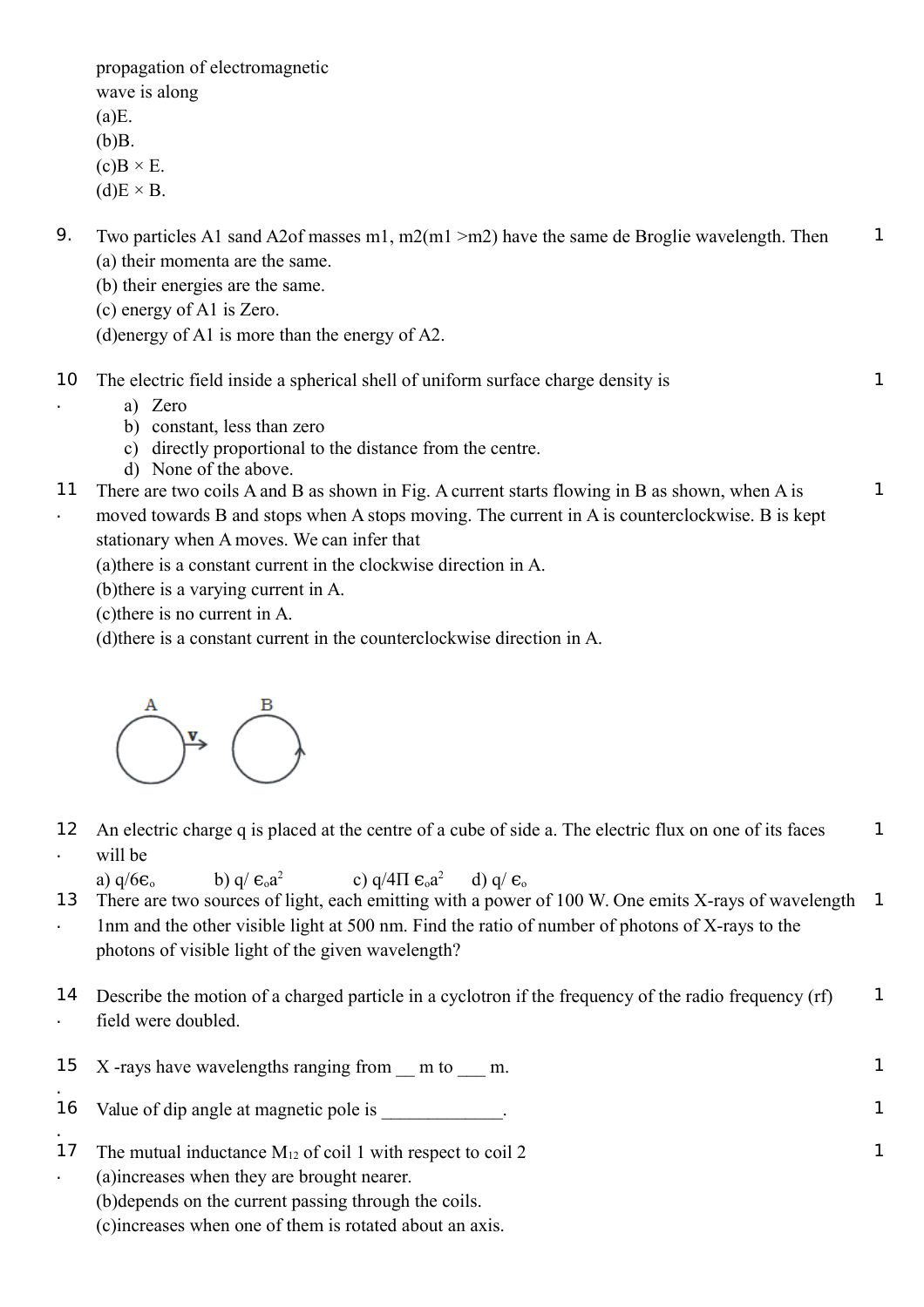propagation of electromagnetic wave is along

(a)E.

(b)B.

(c)B × E.

(d)E × B.

9. Two particles A1 sand A2of masses m1, m2(m1 >m2) have the same de Broglie wavelength. Then — 1

(a) their momenta are the same.

(b) their energies are the same.

(c) energy of A1 is Zero.

(d)energy of A1 is more than the energy of A2.

10. The electric field inside a spherical shell of uniform surface charge density is — 1

a) Zero
b) constant, less than zero
c) directly proportional to the distance from the centre.
d) None of the above.

11. There are two coils A and B as shown in Fig. A current starts flowing in B as shown, when A is moved towards B and stops when A stops moving. The current in A is counterclockwise. B is kept stationary when A moves. We can infer that — 1

(a)there is a constant current in the clockwise direction in A.

(b)there is a varying current in A.

(c)there is no current in A.

(d)there is a constant current in the counterclockwise direction in A.

12. An electric charge q is placed at the centre of a cube of side a. The electric flux on one of its faces will be — 1

a) $q/6\epsilon_o$  b) $q/\epsilon_o a^2$  c) $q/4\Pi\epsilon_o a^2$  d) $q/\epsilon_o$

13. There are two sources of light, each emitting with a power of 100 W. One emits X-rays of wavelength 1nm and the other visible light at 500 nm. Find the ratio of number of photons of X-rays to the photons of visible light of the given wavelength? — 1

14. Describe the motion of a charged particle in a cyclotron if the frequency of the radio frequency (rf) field were doubled. — 1

15. X -rays have wavelengths ranging from __ m to ___ m. — 1

16. Value of dip angle at magnetic pole is _____________. — 1

17. The mutual inductance $M_{12}$ of coil 1 with respect to coil 2 — 1

(a)increases when they are brought nearer.

(b)depends on the current passing through the coils.

(c)increases when one of them is rotated about an axis.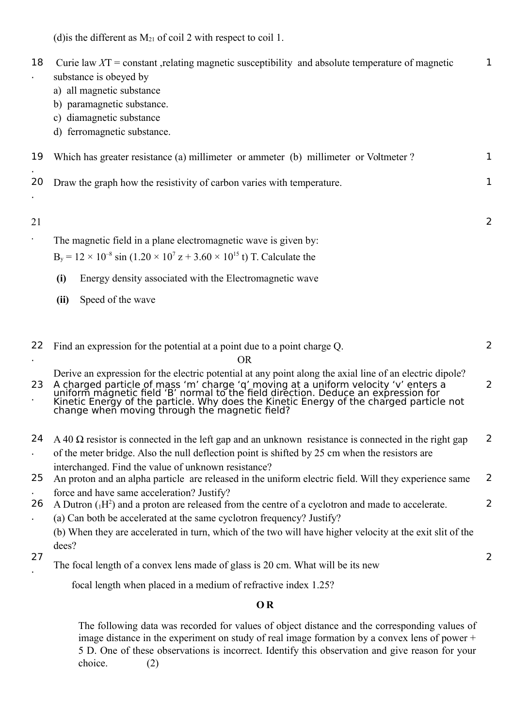(d)is the different as $M_{21}$ of coil 2 with respect to coil 1.

18. Curie law $\chi T$ = constant ,relating magnetic susceptibility and absolute temperature of magnetic substance is obeyed by (1)
a) all magnetic substance
b) paramagnetic substance.
c) diamagnetic substance
d) ferromagnetic substance.

19. Which has greater resistance (a) millimeter or ammeter (b) millimeter or Voltmeter ? (1)

20. Draw the graph how the resistivity of carbon varies with temperature. (1)

21. The magnetic field in a plane electromagnetic wave is given by: (2)
$B_y = 12 \times 10^{-8} \sin (1.20 \times 10^7 z + 3.60 \times 10^{15} t)$ T. Calculate the

**(i)** Energy density associated with the Electromagnetic wave

**(ii)** Speed of the wave

22. Find an expression for the potential at a point due to a point charge Q. (2)

OR

Derive an expression for the electric potential at any point along the axial line of an electric dipole?

23. A charged particle of mass 'm' charge 'q' moving at a uniform velocity 'v' enters a uniform magnetic field 'B' normal to the field direction. Deduce an expression for Kinetic Energy of the particle. Why does the Kinetic Energy of the charged particle not change when moving through the magnetic field? (2)

24. A 40 Ω resistor is connected in the left gap and an unknown resistance is connected in the right gap of the meter bridge. Also the null deflection point is shifted by 25 cm when the resistors are interchanged. Find the value of unknown resistance? (2)

25. An proton and an alpha particle are released in the uniform electric field. Will they experience same force and have same acceleration? Justify? (2)

26. A Dutron ($_1H^2$) and a proton are released from the centre of a cyclotron and made to accelerate. (2)
(a) Can both be accelerated at the same cyclotron frequency? Justify?
(b) When they are accelerated in turn, which of the two will have higher velocity at the exit slit of the dees?

27. The focal length of a convex lens made of glass is 20 cm. What will be its new focal length when placed in a medium of refractive index 1.25? (2)

**O R**

The following data was recorded for values of object distance and the corresponding values of image distance in the experiment on study of real image formation by a convex lens of power + 5 D. One of these observations is incorrect. Identify this observation and give reason for your choice. (2)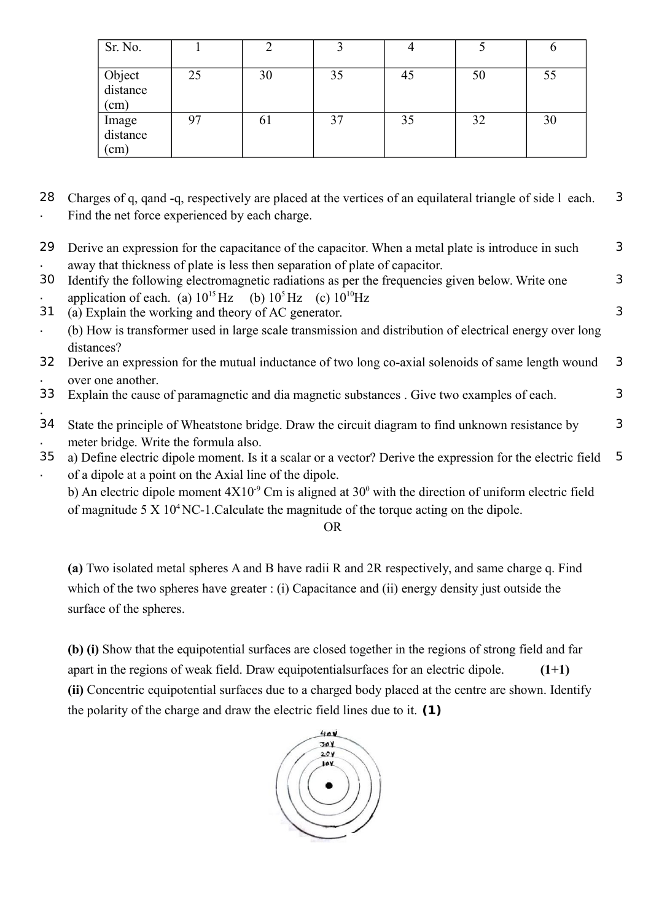| Sr. No. | 1 | 2 | 3 | 4 | 5 | 6 |
|---|---|---|---|---|---|---|
| Object distance (cm) | 25 | 30 | 35 | 45 | 50 | 55 |
| Image distance (cm) | 97 | 61 | 37 | 35 | 32 | 30 |

28. Charges of q, qand -q, respectively are placed at the vertices of an equilateral triangle of side l each. Find the net force experienced by each charge. **3**

29. Derive an expression for the capacitance of the capacitor. When a metal plate is introduce in such away that thickness of plate is less then separation of plate of capacitor. **3**

30. Identify the following electromagnetic radiations as per the frequencies given below. Write one application of each. (a) $10^{15}$ Hz (b) $10^{5}$ Hz (c) $10^{10}$Hz **3**

31. (a) Explain the working and theory of AC generator. **3**
(b) How is transformer used in large scale transmission and distribution of electrical energy over long distances?

32. Derive an expression for the mutual inductance of two long co-axial solenoids of same length wound over one another. **3**

33. Explain the cause of paramagnetic and dia magnetic substances . Give two examples of each. **3**

34. State the principle of Wheatstone bridge. Draw the circuit diagram to find unknown resistance by meter bridge. Write the formula also. **3**

35. a) Define electric dipole moment. Is it a scalar or a vector? Derive the expression for the electric field of a dipole at a point on the Axial line of the dipole. **5**
b) An electric dipole moment $4 \times 10^{-9}$ Cm is aligned at $30^0$ with the direction of uniform electric field of magnitude $5 \times 10^4$ NC-1.Calculate the magnitude of the torque acting on the dipole.

OR

**(a)** Two isolated metal spheres A and B have radii R and 2R respectively, and same charge q. Find which of the two spheres have greater : (i) Capacitance and (ii) energy density just outside the surface of the spheres.

**(b) (i)** Show that the equipotential surfaces are closed together in the regions of strong field and far apart in the regions of weak field. Draw equipotentialsurfaces for an electric dipole. **(1+1)**
**(ii)** Concentric equipotential surfaces due to a charged body placed at the centre are shown. Identify the polarity of the charge and draw the electric field lines due to it. **(1)**

40V
30V
20V
10V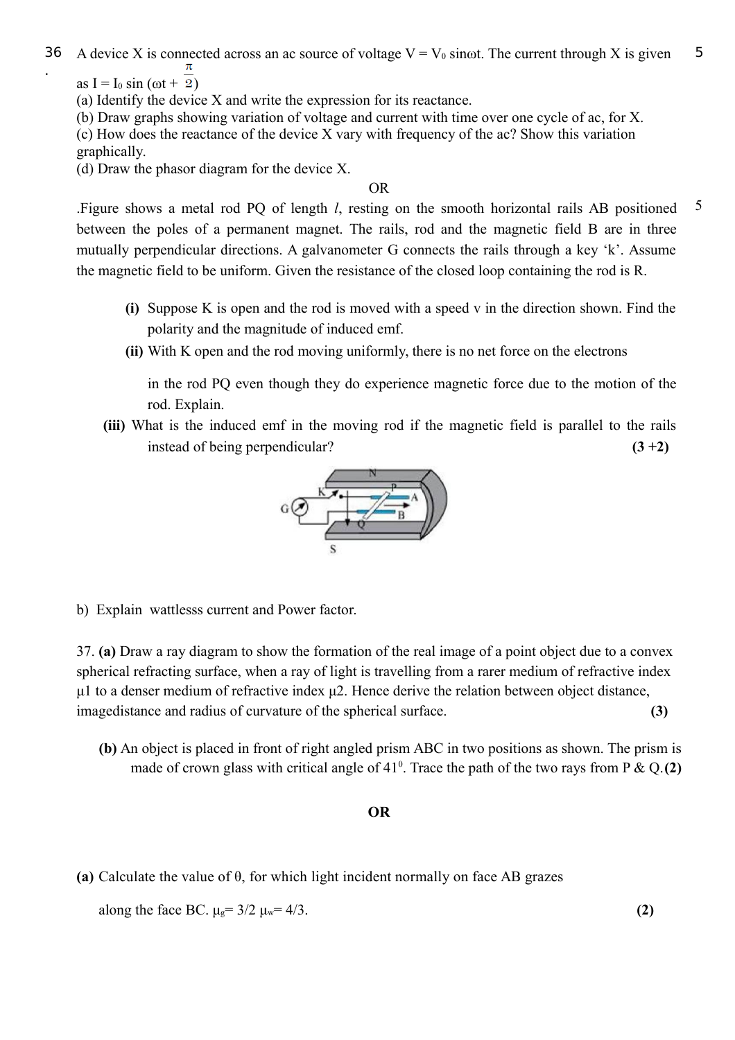36. A device X is connected across an ac source of voltage $V = V_0 \sin\omega t$. The current through X is given as $I = I_0 \sin(\omega t + \frac{\pi}{2})$ **5**

(a) Identify the device X and write the expression for its reactance.
(b) Draw graphs showing variation of voltage and current with time over one cycle of ac, for X.
(c) How does the reactance of the device X vary with frequency of the ac? Show this variation graphically.
(d) Draw the phasor diagram for the device X.

OR

.Figure shows a metal rod PQ of length *l*, resting on the smooth horizontal rails AB positioned between the poles of a permanent magnet. The rails, rod and the magnetic field B are in three mutually perpendicular directions. A galvanometer G connects the rails through a key 'k'. Assume the magnetic field to be uniform. Given the resistance of the closed loop containing the rod is R. **5**

**(i)** Suppose K is open and the rod is moved with a speed v in the direction shown. Find the polarity and the magnitude of induced emf.

**(ii)** With K open and the rod moving uniformly, there is no net force on the electrons in the rod PQ even though they do experience magnetic force due to the motion of the rod. Explain.

**(iii)** What is the induced emf in the moving rod if the magnetic field is parallel to the rails instead of being perpendicular? **(3 +2)**

b) Explain wattlesss current and Power factor.

37. **(a)** Draw a ray diagram to show the formation of the real image of a point object due to a convex spherical refracting surface, when a ray of light is travelling from a rarer medium of refractive index $\mu_1$ to a denser medium of refractive index $\mu_2$. Hence derive the relation between object distance, imagedistance and radius of curvature of the spherical surface. **(3)**

**(b)** An object is placed in front of right angled prism ABC in two positions as shown. The prism is made of crown glass with critical angle of $41^0$. Trace the path of the two rays from P & Q. **(2)**

**OR**

**(a)** Calculate the value of θ, for which light incident normally on face AB grazes along the face BC. $\mu_g = 3/2$ $\mu_w = 4/3$. **(2)**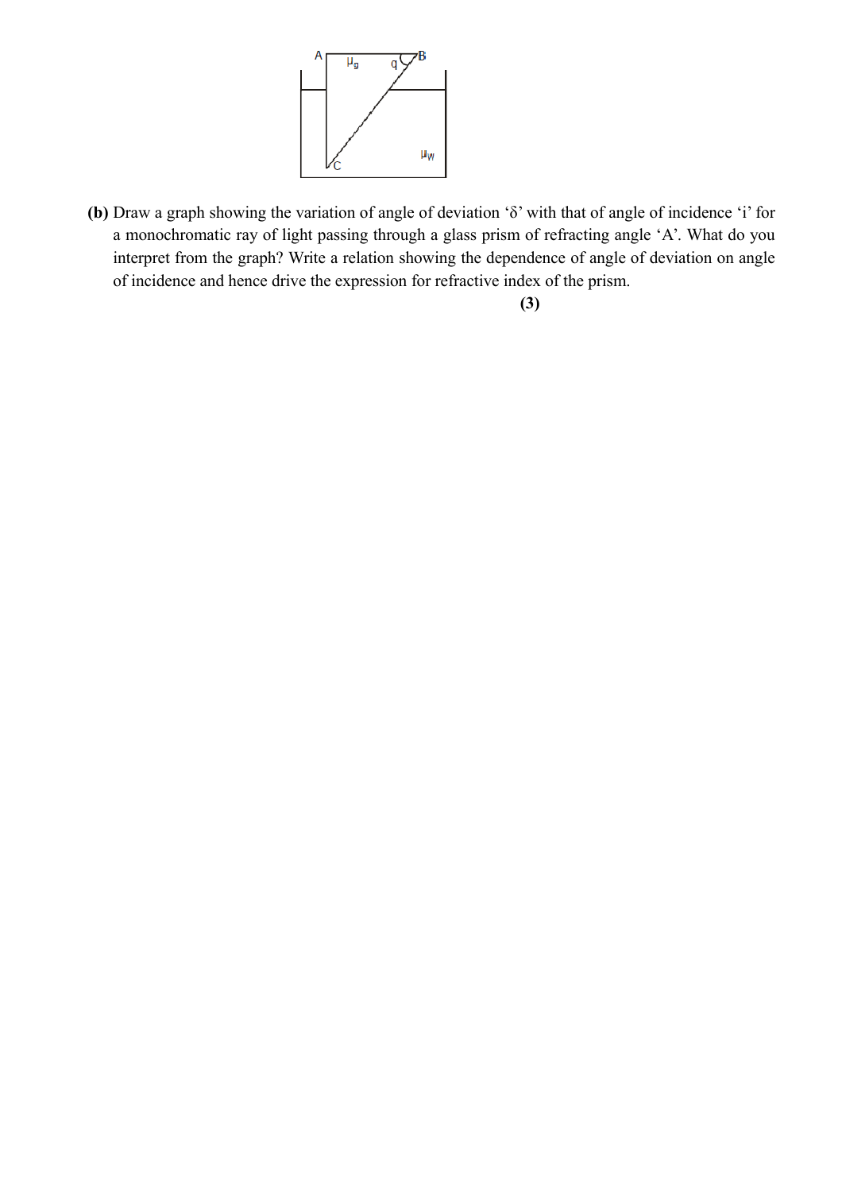A

$\mu_g$

q

B

C

$\mu_w$

**(b)** Draw a graph showing the variation of angle of deviation 'δ' with that of angle of incidence 'i' for a monochromatic ray of light passing through a glass prism of refracting angle 'A'. What do you interpret from the graph? Write a relation showing the dependence of angle of deviation on angle of incidence and hence drive the expression for refractive index of the prism.

**(3)**